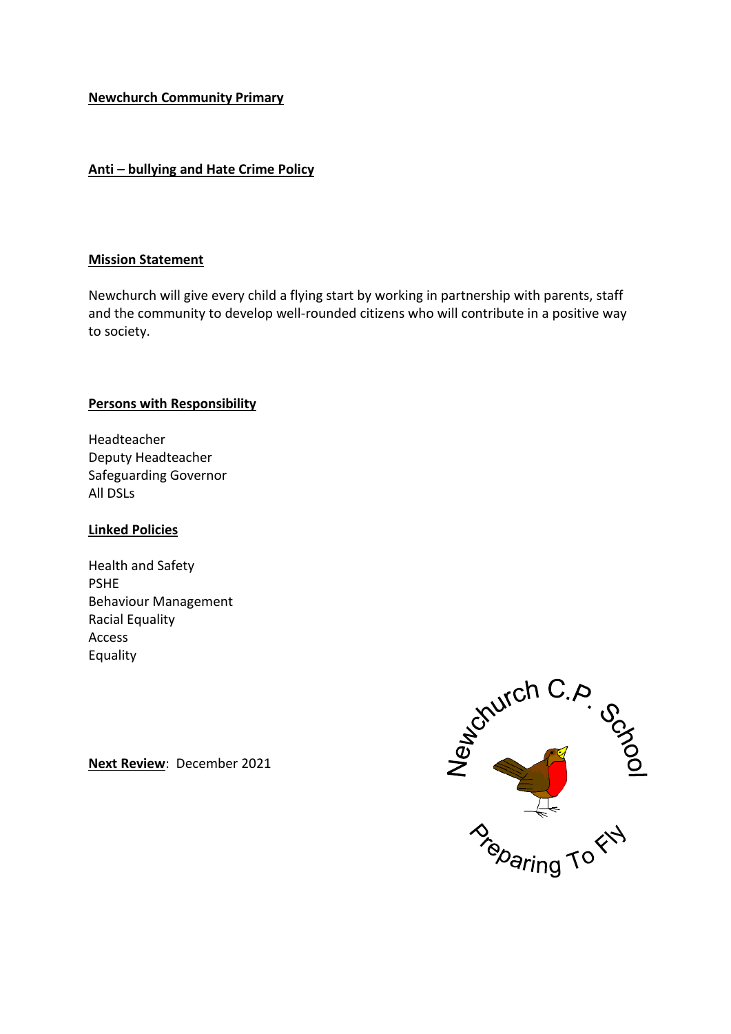**Newchurch Community Primary**

**Anti – bullying and Hate Crime Policy**

**Mission Statement**

Newchurch will give every child a flying start by working in partnership with parents, staff and the community to develop well-rounded citizens who will contribute in a positive way to society.

**Persons with Responsibility**

Headteacher
Deputy Headteacher
Safeguarding Governor
All DSLs

**Linked Policies**

Health and Safety
PSHE
Behaviour Management
Racial Equality
Access
Equality

**Next Review**: December 2021

Newchurch C.P. School

Preparing To Fly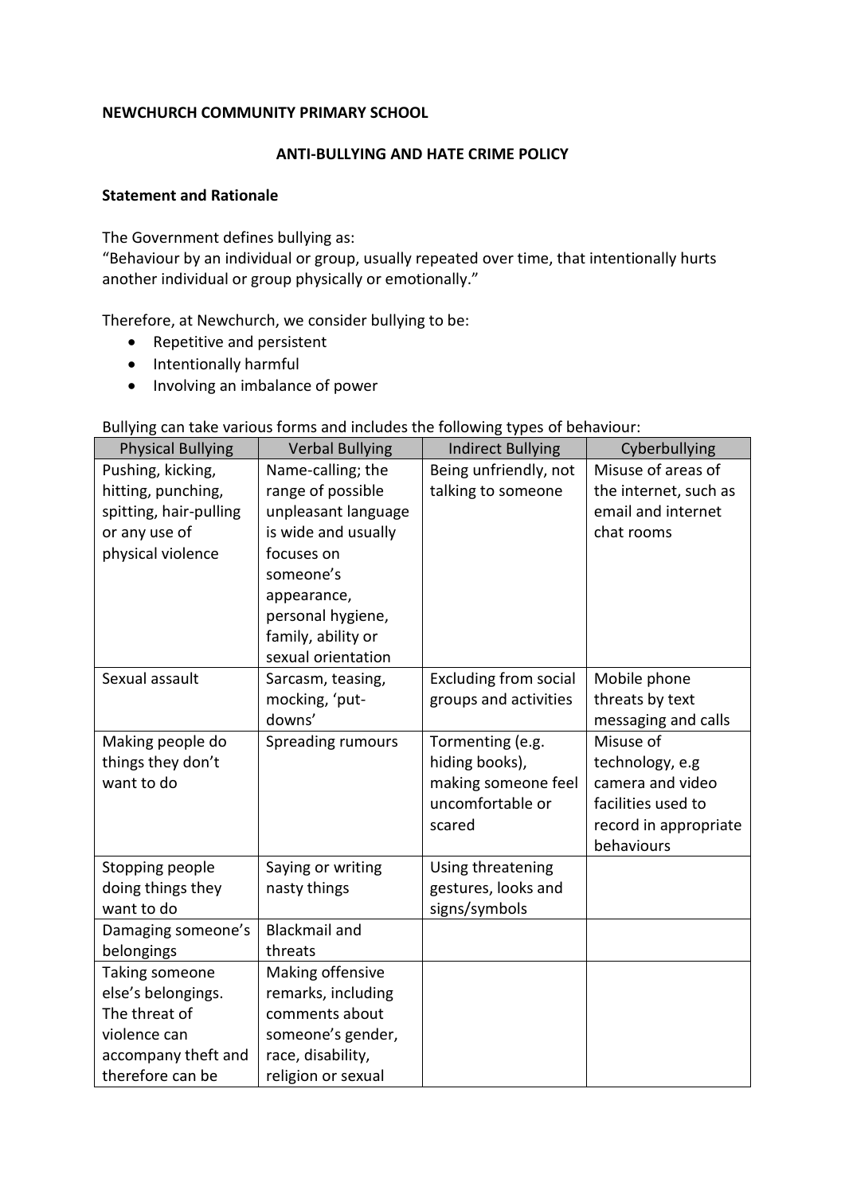**NEWCHURCH COMMUNITY PRIMARY SCHOOL**

**ANTI-BULLYING AND HATE CRIME POLICY**

**Statement and Rationale**

The Government defines bullying as:
"Behaviour by an individual or group, usually repeated over time, that intentionally hurts another individual or group physically or emotionally."

Therefore, at Newchurch, we consider bullying to be:

- Repetitive and persistent
- Intentionally harmful
- Involving an imbalance of power

Bullying can take various forms and includes the following types of behaviour:

| Physical Bullying | Verbal Bullying | Indirect Bullying | Cyberbullying |
|---|---|---|---|
| Pushing, kicking, hitting, punching, spitting, hair-pulling or any use of physical violence | Name-calling; the range of possible unpleasant language is wide and usually focuses on someone's appearance, personal hygiene, family, ability or sexual orientation | Being unfriendly, not talking to someone | Misuse of areas of the internet, such as email and internet chat rooms |
| Sexual assault | Sarcasm, teasing, mocking, 'put-downs' | Excluding from social groups and activities | Mobile phone threats by text messaging and calls |
| Making people do things they don't want to do | Spreading rumours | Tormenting (e.g. hiding books), making someone feel uncomfortable or scared | Misuse of technology, e.g camera and video facilities used to record in appropriate behaviours |
| Stopping people doing things they want to do | Saying or writing nasty things | Using threatening gestures, looks and signs/symbols | |
| Damaging someone's belongings | Blackmail and threats | | |
| Taking someone else's belongings. The threat of violence can accompany theft and therefore can be | Making offensive remarks, including comments about someone's gender, race, disability, religion or sexual | | |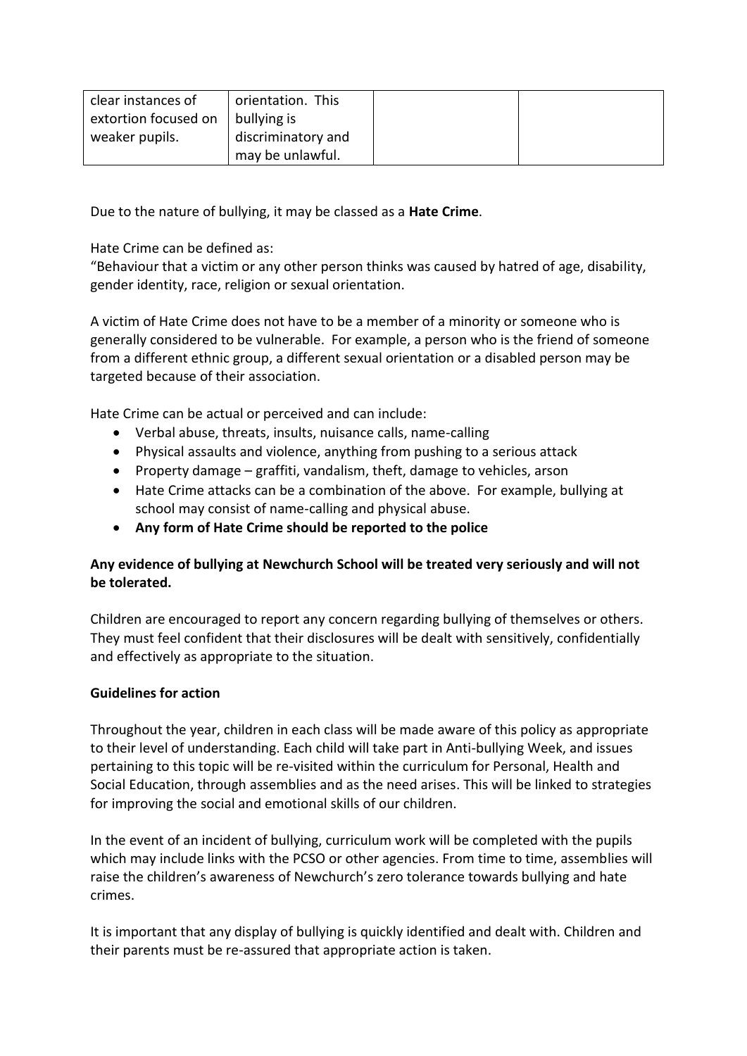| | | | |
|---|---|---|---|
| clear instances of extortion focused on weaker pupils. | orientation. This bullying is discriminatory and may be unlawful. | | |

Due to the nature of bullying, it may be classed as a **Hate Crime**.

Hate Crime can be defined as:
"Behaviour that a victim or any other person thinks was caused by hatred of age, disability, gender identity, race, religion or sexual orientation.

A victim of Hate Crime does not have to be a member of a minority or someone who is generally considered to be vulnerable. For example, a person who is the friend of someone from a different ethnic group, a different sexual orientation or a disabled person may be targeted because of their association.

Hate Crime can be actual or perceived and can include:

- Verbal abuse, threats, insults, nuisance calls, name-calling
- Physical assaults and violence, anything from pushing to a serious attack
- Property damage – graffiti, vandalism, theft, damage to vehicles, arson
- Hate Crime attacks can be a combination of the above. For example, bullying at school may consist of name-calling and physical abuse.
- **Any form of Hate Crime should be reported to the police**

**Any evidence of bullying at Newchurch School will be treated very seriously and will not be tolerated.**

Children are encouraged to report any concern regarding bullying of themselves or others. They must feel confident that their disclosures will be dealt with sensitively, confidentially and effectively as appropriate to the situation.

**Guidelines for action**

Throughout the year, children in each class will be made aware of this policy as appropriate to their level of understanding. Each child will take part in Anti-bullying Week, and issues pertaining to this topic will be re-visited within the curriculum for Personal, Health and Social Education, through assemblies and as the need arises. This will be linked to strategies for improving the social and emotional skills of our children.

In the event of an incident of bullying, curriculum work will be completed with the pupils which may include links with the PCSO or other agencies. From time to time, assemblies will raise the children's awareness of Newchurch's zero tolerance towards bullying and hate crimes.

It is important that any display of bullying is quickly identified and dealt with. Children and their parents must be re-assured that appropriate action is taken.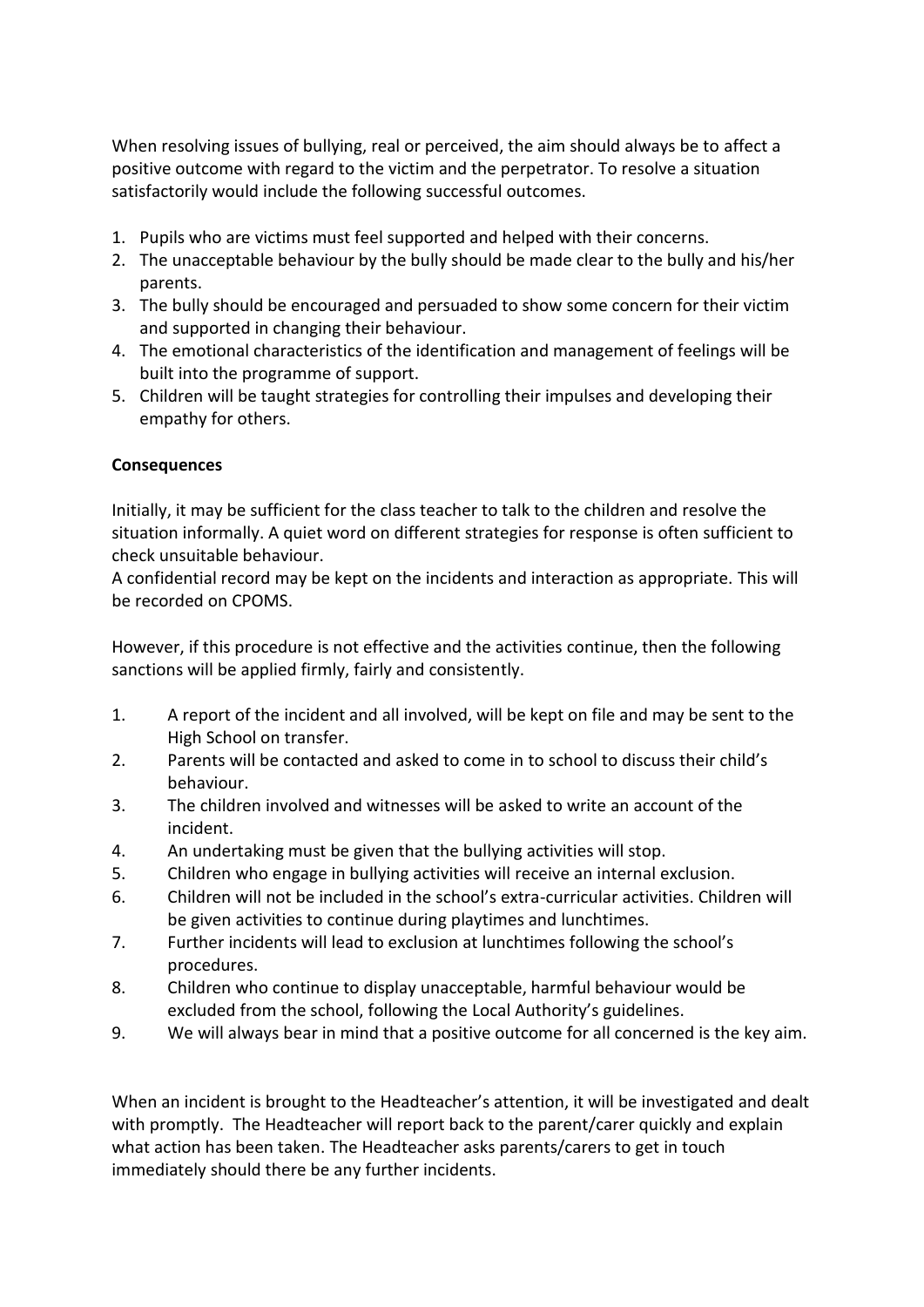When resolving issues of bullying, real or perceived, the aim should always be to affect a positive outcome with regard to the victim and the perpetrator. To resolve a situation satisfactorily would include the following successful outcomes.

1. Pupils who are victims must feel supported and helped with their concerns.
2. The unacceptable behaviour by the bully should be made clear to the bully and his/her parents.
3. The bully should be encouraged and persuaded to show some concern for their victim and supported in changing their behaviour.
4. The emotional characteristics of the identification and management of feelings will be built into the programme of support.
5. Children will be taught strategies for controlling their impulses and developing their empathy for others.

**Consequences**

Initially, it may be sufficient for the class teacher to talk to the children and resolve the situation informally. A quiet word on different strategies for response is often sufficient to check unsuitable behaviour.
A confidential record may be kept on the incidents and interaction as appropriate. This will be recorded on CPOMS.

However, if this procedure is not effective and the activities continue, then the following sanctions will be applied firmly, fairly and consistently.

1. A report of the incident and all involved, will be kept on file and may be sent to the High School on transfer.
2. Parents will be contacted and asked to come in to school to discuss their child's behaviour.
3. The children involved and witnesses will be asked to write an account of the incident.
4. An undertaking must be given that the bullying activities will stop.
5. Children who engage in bullying activities will receive an internal exclusion.
6. Children will not be included in the school's extra-curricular activities. Children will be given activities to continue during playtimes and lunchtimes.
7. Further incidents will lead to exclusion at lunchtimes following the school's procedures.
8. Children who continue to display unacceptable, harmful behaviour would be excluded from the school, following the Local Authority's guidelines.
9. We will always bear in mind that a positive outcome for all concerned is the key aim.

When an incident is brought to the Headteacher's attention, it will be investigated and dealt with promptly. The Headteacher will report back to the parent/carer quickly and explain what action has been taken. The Headteacher asks parents/carers to get in touch immediately should there be any further incidents.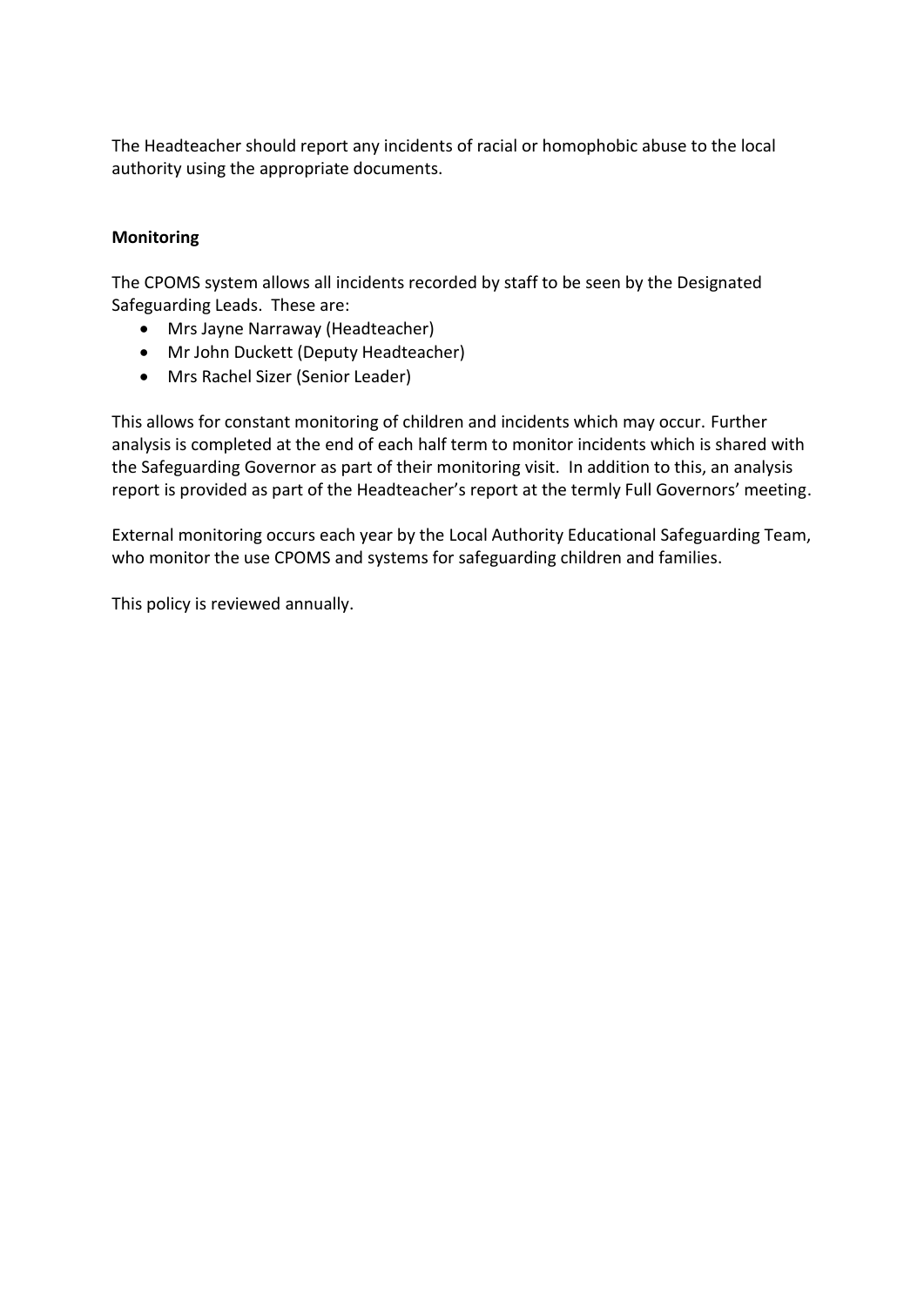The Headteacher should report any incidents of racial or homophobic abuse to the local authority using the appropriate documents.

**Monitoring**

The CPOMS system allows all incidents recorded by staff to be seen by the Designated Safeguarding Leads. These are:

- Mrs Jayne Narraway (Headteacher)
- Mr John Duckett (Deputy Headteacher)
- Mrs Rachel Sizer (Senior Leader)

This allows for constant monitoring of children and incidents which may occur. Further analysis is completed at the end of each half term to monitor incidents which is shared with the Safeguarding Governor as part of their monitoring visit. In addition to this, an analysis report is provided as part of the Headteacher's report at the termly Full Governors' meeting.

External monitoring occurs each year by the Local Authority Educational Safeguarding Team, who monitor the use CPOMS and systems for safeguarding children and families.

This policy is reviewed annually.